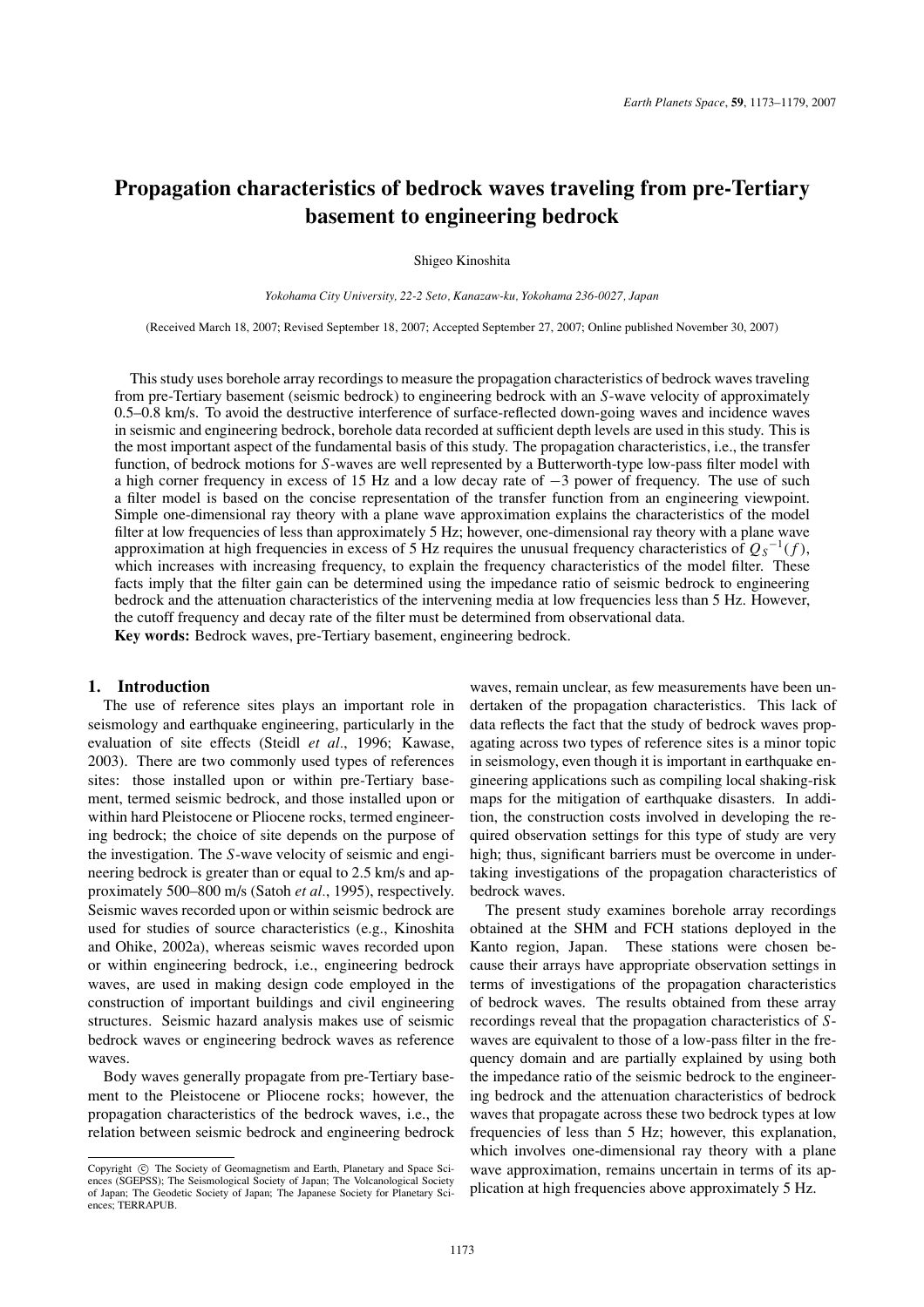# Propagation characteristics of bedrock waves traveling from pre-Tertiary basement to engineering bedrock

Shigeo Kinoshita

*Yokohama City University, 22-2 Seto, Kanazaw-ku, Yokohama 236-0027, Japan*

(Received March 18, 2007; Revised September 18, 2007; Accepted September 27, 2007; Online published November 30, 2007)

This study uses borehole array recordings to measure the propagation characteristics of bedrock waves traveling from pre-Tertiary basement (seismic bedrock) to engineering bedrock with an *S*-wave velocity of approximately 0.5–0.8 km/s. To avoid the destructive interference of surface-reflected down-going waves and incidence waves in seismic and engineering bedrock, borehole data recorded at sufficient depth levels are used in this study. This is the most important aspect of the fundamental basis of this study. The propagation characteristics, i.e., the transfer function, of bedrock motions for *S*-waves are well represented by a Butterworth-type low-pass filter model with a high corner frequency in excess of 15 Hz and a low decay rate of −3 power of frequency. The use of such a filter model is based on the concise representation of the transfer function from an engineering viewpoint. Simple one-dimensional ray theory with a plane wave approximation explains the characteristics of the model filter at low frequencies of less than approximately 5 Hz; however, one-dimensional ray theory with a plane wave approximation at high frequencies in excess of 5 Hz requires the unusual frequency characteristics of $Q_S{}^{-1}(f)$, which increases with increasing frequency, to explain the frequency characteristics of the model filter. These facts imply that the filter gain can be determined using the impedance ratio of seismic bedrock to engineering bedrock and the attenuation characteristics of the intervening media at low frequencies less than 5 Hz. However, the cutoff frequency and decay rate of the filter must be determined from observational data.

**Key words:** Bedrock waves, pre-Tertiary basement, engineering bedrock.

## 1. Introduction

The use of reference sites plays an important role in seismology and earthquake engineering, particularly in the evaluation of site effects (Steidl *et al*., 1996; Kawase, 2003). There are two commonly used types of references sites: those installed upon or within pre-Tertiary basement, termed seismic bedrock, and those installed upon or within hard Pleistocene or Pliocene rocks, termed engineering bedrock; the choice of site depends on the purpose of the investigation. The *S*-wave velocity of seismic and engineering bedrock is greater than or equal to 2.5 km/s and approximately 500–800 m/s (Satoh *et al*., 1995), respectively. Seismic waves recorded upon or within seismic bedrock are used for studies of source characteristics (e.g., Kinoshita and Ohike, 2002a), whereas seismic waves recorded upon or within engineering bedrock, i.e., engineering bedrock waves, are used in making design code employed in the construction of important buildings and civil engineering structures. Seismic hazard analysis makes use of seismic bedrock waves or engineering bedrock waves as reference waves.

Body waves generally propagate from pre-Tertiary basement to the Pleistocene or Pliocene rocks; however, the propagation characteristics of the bedrock waves, i.e., the relation between seismic bedrock and engineering bedrock waves, remain unclear, as few measurements have been undertaken of the propagation characteristics. This lack of data reflects the fact that the study of bedrock waves propagating across two types of reference sites is a minor topic in seismology, even though it is important in earthquake engineering applications such as compiling local shaking-risk maps for the mitigation of earthquake disasters. In addition, the construction costs involved in developing the required observation settings for this type of study are very high; thus, significant barriers must be overcome in undertaking investigations of the propagation characteristics of bedrock waves.

The present study examines borehole array recordings obtained at the SHM and FCH stations deployed in the Kanto region, Japan. These stations were chosen because their arrays have appropriate observation settings in terms of investigations of the propagation characteristics of bedrock waves. The results obtained from these array recordings reveal that the propagation characteristics of *S*-waves are equivalent to those of a low-pass filter in the frequency domain and are partially explained by using both the impedance ratio of the seismic bedrock to the engineering bedrock and the attenuation characteristics of bedrock waves that propagate across these two bedrock types at low frequencies of less than 5 Hz; however, this explanation, which involves one-dimensional ray theory with a plane wave approximation, remains uncertain in terms of its application at high frequencies above approximately 5 Hz.

Copyright © The Society of Geomagnetism and Earth, Planetary and Space Sciences (SGEPSS); The Seismological Society of Japan; The Volcanological Society of Japan; The Geodetic Society of Japan; The Japanese Society for Planetary Sciences; TERRAPUB.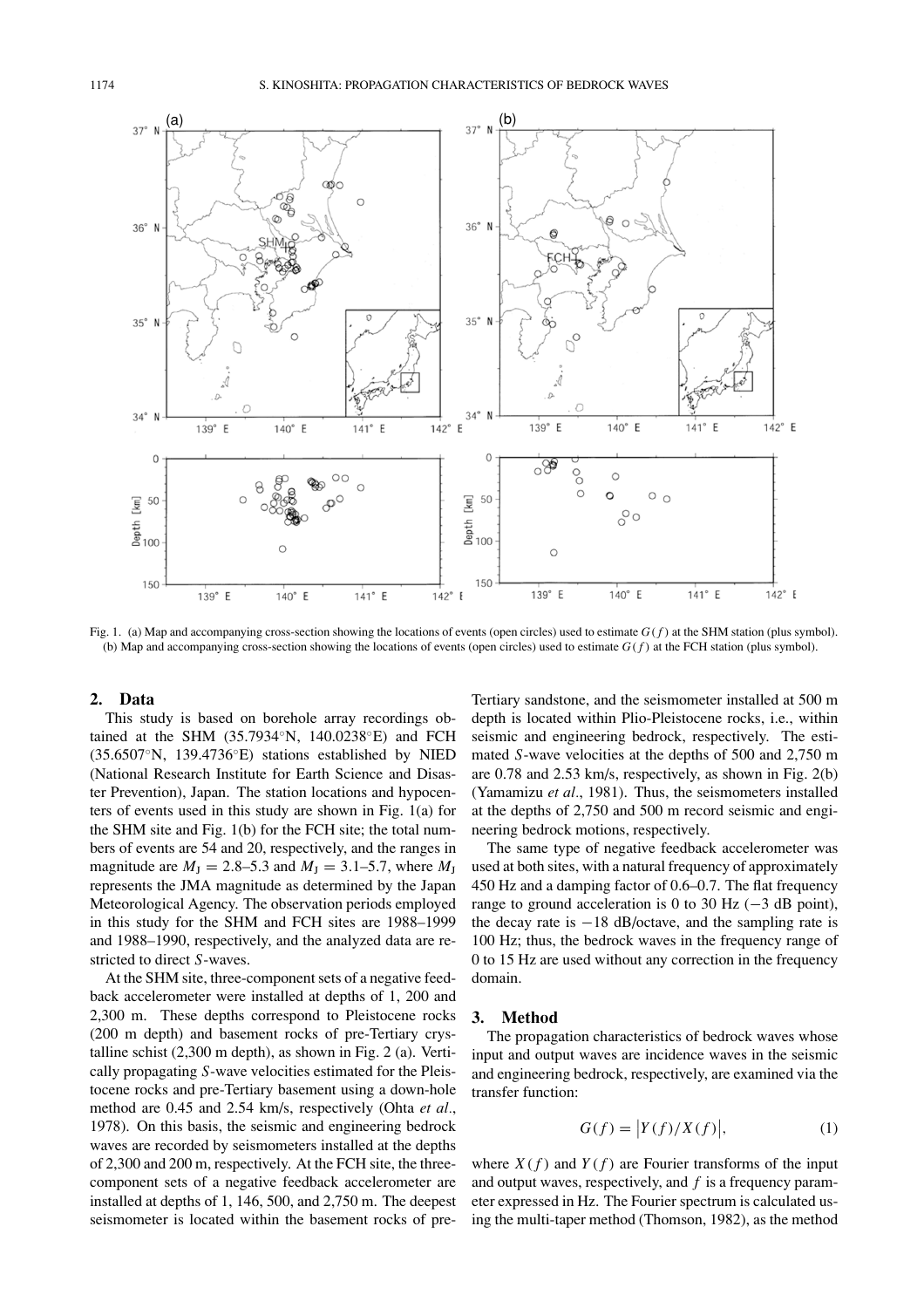Fig. 1. (a) Map and accompanying cross-section showing the locations of events (open circles) used to estimate $G(f)$ at the SHM station (plus symbol). (b) Map and accompanying cross-section showing the locations of events (open circles) used to estimate $G(f)$ at the FCH station (plus symbol).

## 2. Data

This study is based on borehole array recordings obtained at the SHM (35.7934°N, 140.0238°E) and FCH (35.6507°N, 139.4736°E) stations established by NIED (National Research Institute for Earth Science and Disaster Prevention), Japan. The station locations and hypocenters of events used in this study are shown in Fig. 1(a) for the SHM site and Fig. 1(b) for the FCH site; the total numbers of events are 54 and 20, respectively, and the ranges in magnitude are $M_J = 2.8$–$5.3$ and $M_J = 3.1$–$5.7$, where $M_J$ represents the JMA magnitude as determined by the Japan Meteorological Agency. The observation periods employed in this study for the SHM and FCH sites are 1988–1999 and 1988–1990, respectively, and the analyzed data are restricted to direct *S*-waves.

At the SHM site, three-component sets of a negative feedback accelerometer were installed at depths of 1, 200 and 2,300 m. These depths correspond to Pleistocene rocks (200 m depth) and basement rocks of pre-Tertiary crystalline schist (2,300 m depth), as shown in Fig. 2 (a). Vertically propagating *S*-wave velocities estimated for the Pleistocene rocks and pre-Tertiary basement using a down-hole method are 0.45 and 2.54 km/s, respectively (Ohta *et al*., 1978). On this basis, the seismic and engineering bedrock waves are recorded by seismometers installed at the depths of 2,300 and 200 m, respectively. At the FCH site, the three-component sets of a negative feedback accelerometer are installed at depths of 1, 146, 500, and 2,750 m. The deepest seismometer is located within the basement rocks of pre-Tertiary sandstone, and the seismometer installed at 500 m depth is located within Plio-Pleistocene rocks, i.e., within seismic and engineering bedrock, respectively. The estimated *S*-wave velocities at the depths of 500 and 2,750 m are 0.78 and 2.53 km/s, respectively, as shown in Fig. 2(b) (Yamamizu *et al*., 1981). Thus, the seismometers installed at the depths of 2,750 and 500 m record seismic and engineering bedrock motions, respectively.

The same type of negative feedback accelerometer was used at both sites, with a natural frequency of approximately 450 Hz and a damping factor of 0.6–0.7. The flat frequency range to ground acceleration is 0 to 30 Hz (−3 dB point), the decay rate is −18 dB/octave, and the sampling rate is 100 Hz; thus, the bedrock waves in the frequency range of 0 to 15 Hz are used without any correction in the frequency domain.

## 3. Method

The propagation characteristics of bedrock waves whose input and output waves are incidence waves in the seismic and engineering bedrock, respectively, are examined via the transfer function:

$$G(f) = \left|Y(f)/X(f)\right|, \qquad (1)$$

where $X(f)$ and $Y(f)$ are Fourier transforms of the input and output waves, respectively, and $f$ is a frequency parameter expressed in Hz. The Fourier spectrum is calculated using the multi-taper method (Thomson, 1982), as the method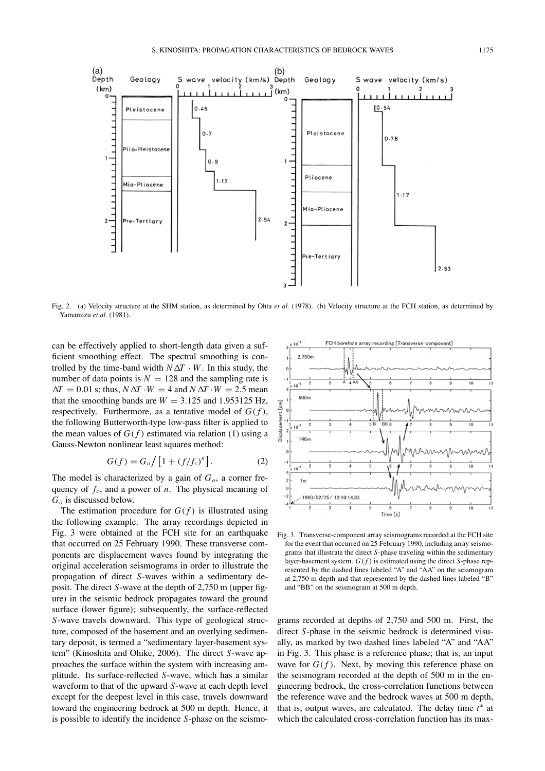Fig. 2. (a) Velocity structure at the SHM station, as determined by Ohta *et al*. (1978). (b) Velocity structure at the FCH station, as determined by Yamamizu *et al*. (1981).

can be effectively applied to short-length data given a sufficient smoothing effect. The spectral smoothing is controlled by the time-band width $N\Delta T \cdot W$. In this study, the number of data points is $N = 128$ and the sampling rate is $\Delta T = 0.01$ s; thus, $N\Delta T \cdot W = 4$ and $N\Delta T \cdot W = 2.5$ mean that the smoothing bands are $W = 3.125$ and 1.953125 Hz, respectively. Furthermore, as a tentative model of $G(f)$, the following Butterworth-type low-pass filter is applied to the mean values of $G(f)$ estimated via relation (1) using a Gauss-Newton nonlinear least squares method:

$$G(f) = G_o \Big/ \left[1 + (f/f_c)^n\right]. \tag{2}$$

The model is characterized by a gain of $G_o$, a corner frequency of $f_c$, and a power of $n$. The physical meaning of $G_o$ is discussed below.

The estimation procedure for $G(f)$ is illustrated using the following example. The array recordings depicted in Fig. 3 were obtained at the FCH site for an earthquake that occurred on 25 February 1990. These transverse components are displacement waves found by integrating the original acceleration seismograms in order to illustrate the propagation of direct $S$-waves within a sedimentary deposit. The direct $S$-wave at the depth of 2,750 m (upper figure) in the seismic bedrock propagates toward the ground surface (lower figure); subsequently, the surface-reflected $S$-wave travels downward. This type of geological structure, composed of the basement and an overlying sedimentary deposit, is termed a "sedimentary layer-basement system" (Kinoshita and Ohike, 2006). The direct $S$-wave approaches the surface within the system with increasing amplitude. Its surface-reflected $S$-wave, which has a similar waveform to that of the upward $S$-wave at each depth level except for the deepest level in this case, travels downward toward the engineering bedrock at 500 m depth. Hence, it is possible to identify the incidence $S$-phase on the seismograms recorded at depths of 2,750 and 500 m. First, the direct $S$-phase in the seismic bedrock is determined visually, as marked by two dashed lines labeled "A" and "AA" in Fig. 3. This phase is a reference phase; that is, an input wave for $G(f)$. Next, by moving this reference phase on the seismogram recorded at the depth of 500 m in the engineering bedrock, the cross-correlation functions between the reference wave and the bedrock waves at 500 m depth, that is, output waves, are calculated. The delay time $t^*$ at which the calculated cross-correlation function has its max-

Fig. 3. Transverse-component array seismograms recorded at the FCH site for the event that occurred on 25 February 1990, including array seismograms that illustrate the direct $S$-phase traveling within the sedimentary layer-basement system. $G(f)$ is estimated using the direct $S$-phase represented by the dashed lines labeled "A" and "AA" on the seismogram at 2,750 m depth and that represented by the dashed lines labeled "B" and "BB" on the seismogram at 500 m depth.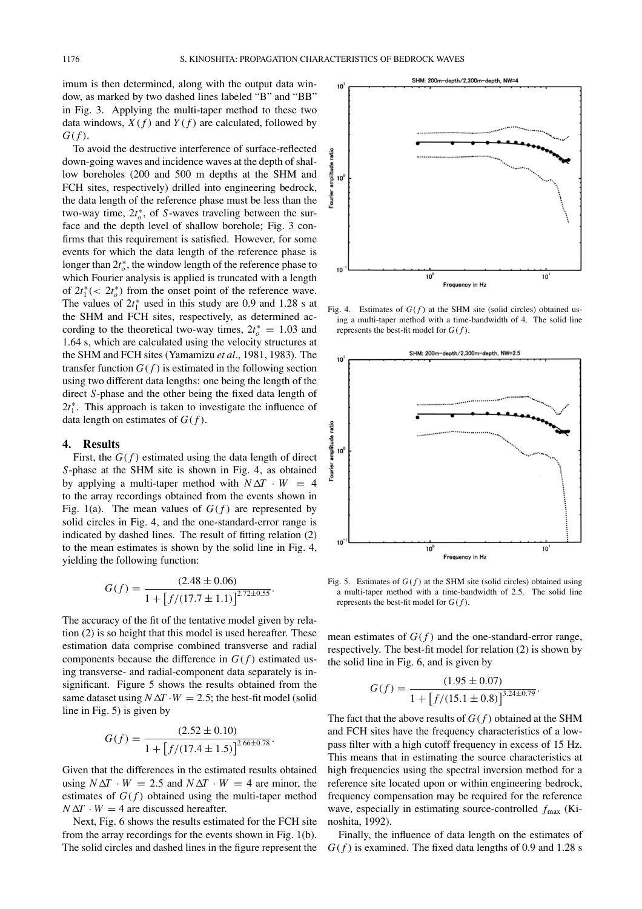imum is then determined, along with the output data window, as marked by two dashed lines labeled "B" and "BB" in Fig. 3. Applying the multi-taper method to these two data windows, $X(f)$ and $Y(f)$ are calculated, followed by $G(f)$.

To avoid the destructive interference of surface-reflected down-going waves and incidence waves at the depth of shallow boreholes (200 and 500 m depths at the SHM and FCH sites, respectively) drilled into engineering bedrock, the data length of the reference phase must be less than the two-way time, $2t_o^*$, of $S$-waves traveling between the surface and the depth level of shallow borehole; Fig. 3 confirms that this requirement is satisfied. However, for some events for which the data length of the reference phase is longer than $2t_o^*$, the window length of the reference phase to which Fourier analysis is applied is truncated with a length of $2t_1^* (< 2t_o^*)$ from the onset point of the reference wave. The values of $2t_1^*$ used in this study are 0.9 and 1.28 s at the SHM and FCH sites, respectively, as determined according to the theoretical two-way times, $2t_o^* = 1.03$ and 1.64 s, which are calculated using the velocity structures at the SHM and FCH sites (Yamamizu *et al.*, 1981, 1983). The transfer function $G(f)$ is estimated in the following section using two different data lengths: one being the length of the direct $S$-phase and the other being the fixed data length of $2t_1^*$. This approach is taken to investigate the influence of data length on estimates of $G(f)$.

## 4. Results

First, the $G(f)$ estimated using the data length of direct $S$-phase at the SHM site is shown in Fig. 4, as obtained by applying a multi-taper method with $N\Delta T \cdot W = 4$ to the array recordings obtained from the events shown in Fig. 1(a). The mean values of $G(f)$ are represented by solid circles in Fig. 4, and the one-standard-error range is indicated by dashed lines. The result of fitting relation (2) to the mean estimates is shown by the solid line in Fig. 4, yielding the following function:

$$G(f) = \frac{(2.48 \pm 0.06)}{1 + \left[f/(17.7 \pm 1.1)\right]^{2.72 \pm 0.55}}.$$

The accuracy of the fit of the tentative model given by relation (2) is so height that this model is used hereafter. These estimation data comprise combined transverse and radial components because the difference in $G(f)$ estimated using transverse- and radial-component data separately is insignificant. Figure 5 shows the results obtained from the same dataset using $N\Delta T \cdot W = 2.5$; the best-fit model (solid line in Fig. 5) is given by

$$G(f) = \frac{(2.52 \pm 0.10)}{1 + \left[f/(17.4 \pm 1.5)\right]^{2.66 \pm 0.78}}.$$

Given that the differences in the estimated results obtained using $N\Delta T \cdot W = 2.5$ and $N\Delta T \cdot W = 4$ are minor, the estimates of $G(f)$ obtained using the multi-taper method $N\Delta T \cdot W = 4$ are discussed hereafter.

Next, Fig. 6 shows the results estimated for the FCH site from the array recordings for the events shown in Fig. 1(b). The solid circles and dashed lines in the figure represent the mean estimates of $G(f)$ and the one-standard-error range, respectively. The best-fit model for relation (2) is shown by the solid line in Fig. 6, and is given by

$$G(f) = \frac{(1.95 \pm 0.07)}{1 + \left[f/(15.1 \pm 0.8)\right]^{3.24 \pm 0.79}}.$$

The fact that the above results of $G(f)$ obtained at the SHM and FCH sites have the frequency characteristics of a low-pass filter with a high cutoff frequency in excess of 15 Hz. This means that in estimating the source characteristics at high frequencies using the spectral inversion method for a reference site located upon or within engineering bedrock, frequency compensation may be required for the reference wave, especially in estimating source-controlled $f_{\max}$ (Kinoshita, 1992).

Finally, the influence of data length on the estimates of $G(f)$ is examined. The fixed data lengths of 0.9 and 1.28 s

Fig. 4. Estimates of $G(f)$ at the SHM site (solid circles) obtained using a multi-taper method with a time-bandwidth of 4. The solid line represents the best-fit model for $G(f)$.

Fig. 5. Estimates of $G(f)$ at the SHM site (solid circles) obtained using a multi-taper method with a time-bandwidth of 2.5. The solid line represents the best-fit model for $G(f)$.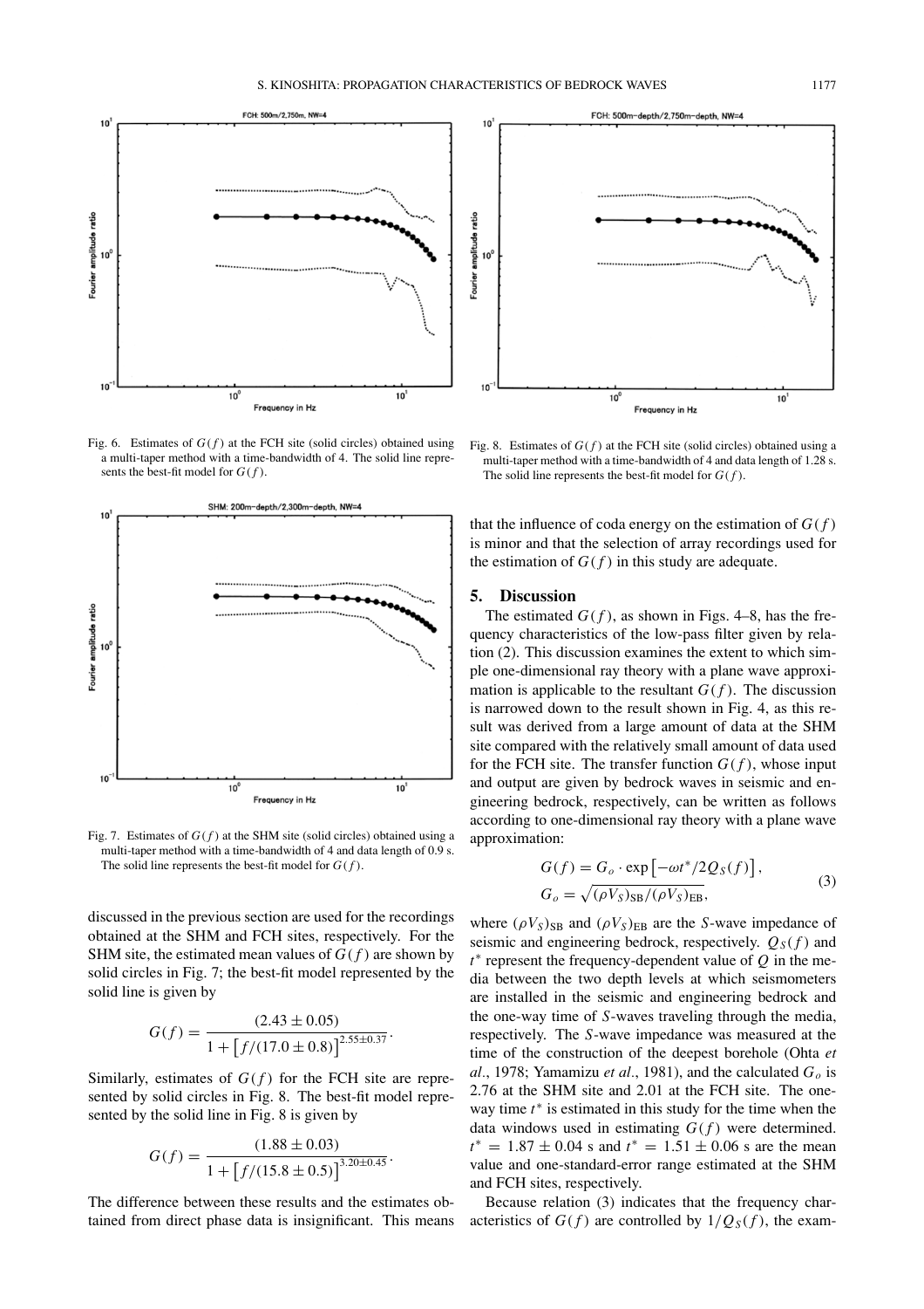Fig. 6. Estimates of $G(f)$ at the FCH site (solid circles) obtained using a multi-taper method with a time-bandwidth of 4. The solid line represents the best-fit model for $G(f)$.

Fig. 7. Estimates of $G(f)$ at the SHM site (solid circles) obtained using a multi-taper method with a time-bandwidth of 4 and data length of 0.9 s. The solid line represents the best-fit model for $G(f)$.

Fig. 8. Estimates of $G(f)$ at the FCH site (solid circles) obtained using a multi-taper method with a time-bandwidth of 4 and data length of 1.28 s. The solid line represents the best-fit model for $G(f)$.

discussed in the previous section are used for the recordings obtained at the SHM and FCH sites, respectively. For the SHM site, the estimated mean values of $G(f)$ are shown by solid circles in Fig. 7; the best-fit model represented by the solid line is given by

$$G(f) = \frac{(2.43 \pm 0.05)}{1 + \left[f/(17.0 \pm 0.8)\right]^{2.55 \pm 0.37}}.$$

Similarly, estimates of $G(f)$ for the FCH site are represented by solid circles in Fig. 8. The best-fit model represented by the solid line in Fig. 8 is given by

$$G(f) = \frac{(1.88 \pm 0.03)}{1 + \left[f/(15.8 \pm 0.5)\right]^{3.20 \pm 0.45}}.$$

The difference between these results and the estimates obtained from direct phase data is insignificant. This means that the influence of coda energy on the estimation of $G(f)$ is minor and that the selection of array recordings used for the estimation of $G(f)$ in this study are adequate.

## 5. Discussion

The estimated $G(f)$, as shown in Figs. 4–8, has the frequency characteristics of the low-pass filter given by relation (2). This discussion examines the extent to which simple one-dimensional ray theory with a plane wave approximation is applicable to the resultant $G(f)$. The discussion is narrowed down to the result shown in Fig. 4, as this result was derived from a large amount of data at the SHM site compared with the relatively small amount of data used for the FCH site. The transfer function $G(f)$, whose input and output are given by bedrock waves in seismic and engineering bedrock, respectively, can be written as follows according to one-dimensional ray theory with a plane wave approximation:

$$G(f) = G_o \cdot \exp\left[-\omega t^*/2Q_S(f)\right], \\ G_o = \sqrt{(\rho V_S)_{\mathrm{SB}}/(\rho V_S)_{\mathrm{EB}}}, \tag{3}$$

where $(\rho V_S)_{\mathrm{SB}}$ and $(\rho V_S)_{\mathrm{EB}}$ are the *S*-wave impedance of seismic and engineering bedrock, respectively. $Q_S(f)$ and $t^*$ represent the frequency-dependent value of $Q$ in the media between the two depth levels at which seismometers are installed in the seismic and engineering bedrock and the one-way time of *S*-waves traveling through the media, respectively. The *S*-wave impedance was measured at the time of the construction of the deepest borehole (Ohta *et al*., 1978; Yamamizu *et al*., 1981), and the calculated $G_o$ is 2.76 at the SHM site and 2.01 at the FCH site. The one-way time $t^*$ is estimated in this study for the time when the data windows used in estimating $G(f)$ were determined. $t^* = 1.87 \pm 0.04$ s and $t^* = 1.51 \pm 0.06$ s are the mean value and one-standard-error range estimated at the SHM and FCH sites, respectively.

Because relation (3) indicates that the frequency characteristics of $G(f)$ are controlled by $1/Q_S(f)$, the exam-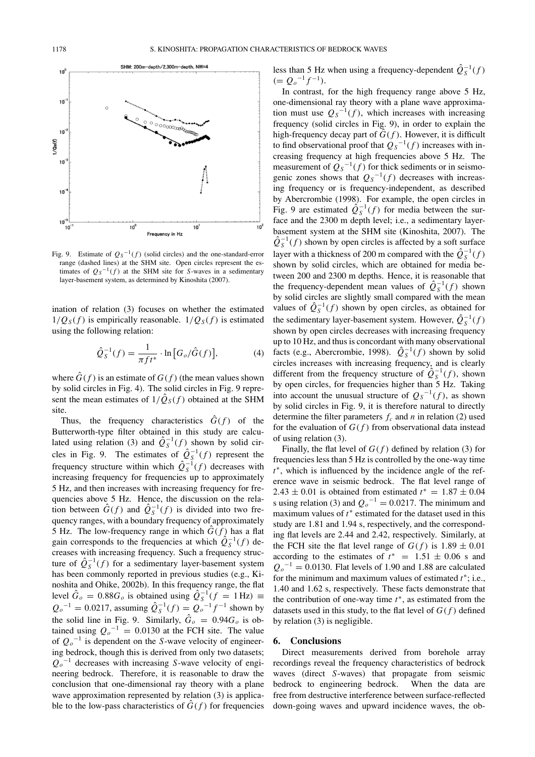Fig. 9. Estimate of ${Q_S}^{-1}(f)$ (solid circles) and the one-standard-error range (dashed lines) at the SHM site. Open circles represent the estimates of ${Q_S}^{-1}(f)$ at the SHM site for $S$-waves in a sedimentary layer-basement system, as determined by Kinoshita (2007).

ination of relation (3) focuses on whether the estimated $1/Q_S(f)$ is empirically reasonable. $1/Q_S(f)$ is estimated using the following relation:

$$\hat{Q}_S^{-1}(f) = \frac{1}{\pi f t^*} \cdot \ln\left[G_o/\hat{G}(f)\right], \tag{4}$$

where $\hat{G}(f)$ is an estimate of $G(f)$ (the mean values shown by solid circles in Fig. 4). The solid circles in Fig. 9 represent the mean estimates of $1/\hat{Q}_S(f)$ obtained at the SHM site.

Thus, the frequency characteristics $\hat{G}(f)$ of the Butterworth-type filter obtained in this study are calculated using relation (3) and $\hat{Q}_S^{-1}(f)$ shown by solid circles in Fig. 9. The estimates of $\hat{Q}_S^{-1}(f)$ represent the frequency structure within which $\hat{Q}_S^{-1}(f)$ decreases with increasing frequency for frequencies up to approximately 5 Hz, and then increases with increasing frequency for frequencies above 5 Hz. Hence, the discussion on the relation between $\hat{G}(f)$ and $\hat{Q}_S^{-1}(f)$ is divided into two frequency ranges, with a boundary frequency of approximately 5 Hz. The low-frequency range in which $\hat{G}(f)$ has a flat gain corresponds to the frequencies at which $\hat{Q}_S^{-1}(f)$ decreases with increasing frequency. Such a frequency structure of $\hat{Q}_S^{-1}(f)$ for a sedimentary layer-basement system has been commonly reported in previous studies (e.g., Kinoshita and Ohike, 2002b). In this frequency range, the flat level $\hat{G}_o = 0.88G_o$ is obtained using $\hat{Q}_S^{-1}(f = 1\,\text{Hz}) \equiv {Q_o}^{-1} = 0.0217$, assuming $\hat{Q}_S^{-1}(f) = {Q_o}^{-1}f^{-1}$ shown by the solid line in Fig. 9. Similarly, $\hat{G}_o = 0.94G_o$ is obtained using ${Q_o}^{-1} = 0.0130$ at the FCH site. The value of ${Q_o}^{-1}$ is dependent on the $S$-wave velocity of engineering bedrock, though this is derived from only two datasets; ${Q_o}^{-1}$ decreases with increasing $S$-wave velocity of engineering bedrock. Therefore, it is reasonable to draw the conclusion that one-dimensional ray theory with a plane wave approximation represented by relation (3) is applicable to the low-pass characteristics of $\hat{G}(f)$ for frequencies less than 5 Hz when using a frequency-dependent $\hat{Q}_S^{-1}(f)$ $(= {Q_o}^{-1}f^{-1})$.

In contrast, for the high frequency range above 5 Hz, one-dimensional ray theory with a plane wave approximation must use ${Q_S}^{-1}(f)$, which increases with increasing frequency (solid circles in Fig. 9), in order to explain the high-frequency decay part of $\hat{G}(f)$. However, it is difficult to find observational proof that ${Q_S}^{-1}(f)$ increases with increasing frequency at high frequencies above 5 Hz. The measurement of ${Q_S}^{-1}(f)$ for thick sediments or in seismogenic zones shows that ${Q_S}^{-1}(f)$ decreases with increasing frequency or is frequency-independent, as described by Abercrombie (1998). For example, the open circles in Fig. 9 are estimated $\hat{Q}_S^{-1}(f)$ for media between the surface and the 2300 m depth level; i.e., a sedimentary layer-basement system at the SHM site (Kinoshita, 2007). The $\hat{Q}_S^{-1}(f)$ shown by open circles is affected by a soft surface layer with a thickness of 200 m compared with the $\hat{Q}_S^{-1}(f)$ shown by solid circles, which are obtained for media between 200 and 2300 m depths. Hence, it is reasonable that the frequency-dependent mean values of $\hat{Q}_S^{-1}(f)$ shown by solid circles are slightly small compared with the mean values of $\hat{Q}_S^{-1}(f)$ shown by open circles, as obtained for the sedimentary layer-basement system. However, $\hat{Q}_S^{-1}(f)$ shown by open circles decreases with increasing frequency up to 10 Hz, and thus is concordant with many observational facts (e.g., Abercrombie, 1998). $\hat{Q}_S^{-1}(f)$ shown by solid circles increases with increasing frequency, and is clearly different from the frequency structure of $\hat{Q}_S^{-1}(f)$, shown by open circles, for frequencies higher than 5 Hz. Taking into account the unusual structure of ${Q_S}^{-1}(f)$, as shown by solid circles in Fig. 9, it is therefore natural to directly determine the filter parameters $f_c$ and $n$ in relation (2) used for the evaluation of $G(f)$ from observational data instead of using relation (3).

Finally, the flat level of $G(f)$ defined by relation (3) for frequencies less than 5 Hz is controlled by the one-way time $t^*$, which is influenced by the incidence angle of the reference wave in seismic bedrock. The flat level range of $2.43 \pm 0.01$ is obtained from estimated $t^* = 1.87 \pm 0.04$ s using relation (3) and ${Q_o}^{-1} = 0.0217$. The minimum and maximum values of $t^*$ estimated for the dataset used in this study are 1.81 and 1.94 s, respectively, and the corresponding flat levels are 2.44 and 2.42, respectively. Similarly, at the FCH site the flat level range of $G(f)$ is $1.89 \pm 0.01$ according to the estimates of $t^* = 1.51 \pm 0.06$ s and ${Q_o}^{-1} = 0.0130$. Flat levels of 1.90 and 1.88 are calculated for the minimum and maximum values of estimated $t^*$; i.e., 1.40 and 1.62 s, respectively. These facts demonstrate that the contribution of one-way time $t^*$, as estimated from the datasets used in this study, to the flat level of $G(f)$ defined by relation (3) is negligible.

## 6. Conclusions

Direct measurements derived from borehole array recordings reveal the frequency characteristics of bedrock waves (direct $S$-waves) that propagate from seismic bedrock to engineering bedrock. When the data are free from destructive interference between surface-reflected down-going waves and upward incidence waves, the ob-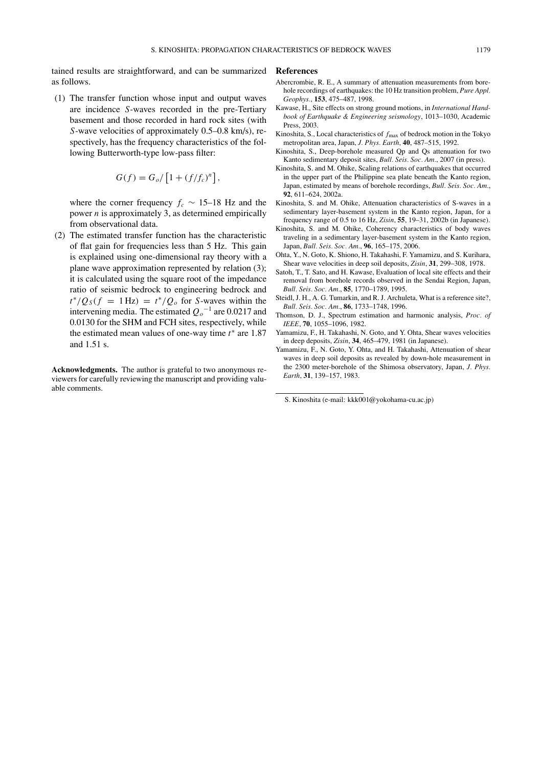tained results are straightforward, and can be summarized as follows.

(1) The transfer function whose input and output waves are incidence $S$-waves recorded in the pre-Tertiary basement and those recorded in hard rock sites (with $S$-wave velocities of approximately 0.5–0.8 km/s), respectively, has the frequency characteristics of the following Butterworth-type low-pass filter:

$$G(f) = G_o / \left[1 + (f/f_c)^n\right],$$

where the corner frequency $f_c \sim$ 15–18 Hz and the power $n$ is approximately 3, as determined empirically from observational data.

(2) The estimated transfer function has the characteristic of flat gain for frequencies less than 5 Hz. This gain is explained using one-dimensional ray theory with a plane wave approximation represented by relation (3); it is calculated using the square root of the impedance ratio of seismic bedrock to engineering bedrock and $t^*/Q_S(f = 1\,\text{Hz}) = t^*/Q_o$ for $S$-waves within the intervening media. The estimated $Q_o{}^{-1}$ are 0.0217 and 0.0130 for the SHM and FCH sites, respectively, while the estimated mean values of one-way time $t^*$ are 1.87 and 1.51 s.

**Acknowledgments.** The author is grateful to two anonymous reviewers for carefully reviewing the manuscript and providing valuable comments.

## References

Abercrombie, R. E., A summary of attenuation measurements from borehole recordings of earthquakes: the 10 Hz transition problem, *Pure Appl. Geophys.*, **153**, 475–487, 1998.

Kawase, H., Site effects on strong ground motions, in *International Handbook of Earthquake & Engineering seismology*, 1013–1030, Academic Press, 2003.

Kinoshita, S., Local characteristics of $f_{\max}$ of bedrock motion in the Tokyo metropolitan area, Japan, *J. Phys. Earth*, **40**, 487–515, 1992.

Kinoshita, S., Deep-borehole measured Qp and Qs attenuation for two Kanto sedimentary deposit sites, *Bull. Seis. Soc. Am.*, 2007 (in press).

Kinoshita, S. and M. Ohike, Scaling relations of earthquakes that occurred in the upper part of the Philippine sea plate beneath the Kanto region, Japan, estimated by means of borehole recordings, *Bull. Seis. Soc. Am.*, **92**, 611–624, 2002a.

Kinoshita, S. and M. Ohike, Attenuation characteristics of S-waves in a sedimentary layer-basement system in the Kanto region, Japan, for a frequency range of 0.5 to 16 Hz, *Zisin*, **55**, 19–31, 2002b (in Japanese).

Kinoshita, S. and M. Ohike, Coherency characteristics of body waves traveling in a sedimentary layer-basement system in the Kanto region, Japan, *Bull. Seis. Soc. Am.*, **96**, 165–175, 2006.

Ohta, Y., N. Goto, K. Shiono, H. Takahashi, F. Yamamizu, and S. Kurihara, Shear wave velocities in deep soil deposits, *Zisin*, **31**, 299–308, 1978.

Satoh, T., T. Sato, and H. Kawase, Evaluation of local site effects and their removal from borehole records observed in the Sendai Region, Japan, *Bull. Seis. Soc. Am.*, **85**, 1770–1789, 1995.

Steidl, J. H., A. G. Tumarkin, and R. J. Archuleta, What is a reference site?, *Bull. Seis. Soc. Am.*, **86**, 1733–1748, 1996.

Thomson, D. J., Spectrum estimation and harmonic analysis, *Proc. of IEEE*, **70**, 1055–1096, 1982.

Yamamizu, F., H. Takahashi, N. Goto, and Y. Ohta, Shear waves velocities in deep deposits, *Zisin*, **34**, 465–479, 1981 (in Japanese).

Yamamizu, F., N. Goto, Y. Ohta, and H. Takahashi, Attenuation of shear waves in deep soil deposits as revealed by down-hole measurement in the 2300 meter-borehole of the Shimosa observatory, Japan, *J. Phys. Earth*, **31**, 139–157, 1983.

---

S. Kinoshita (e-mail: kkk001@yokohama-cu.ac.jp)